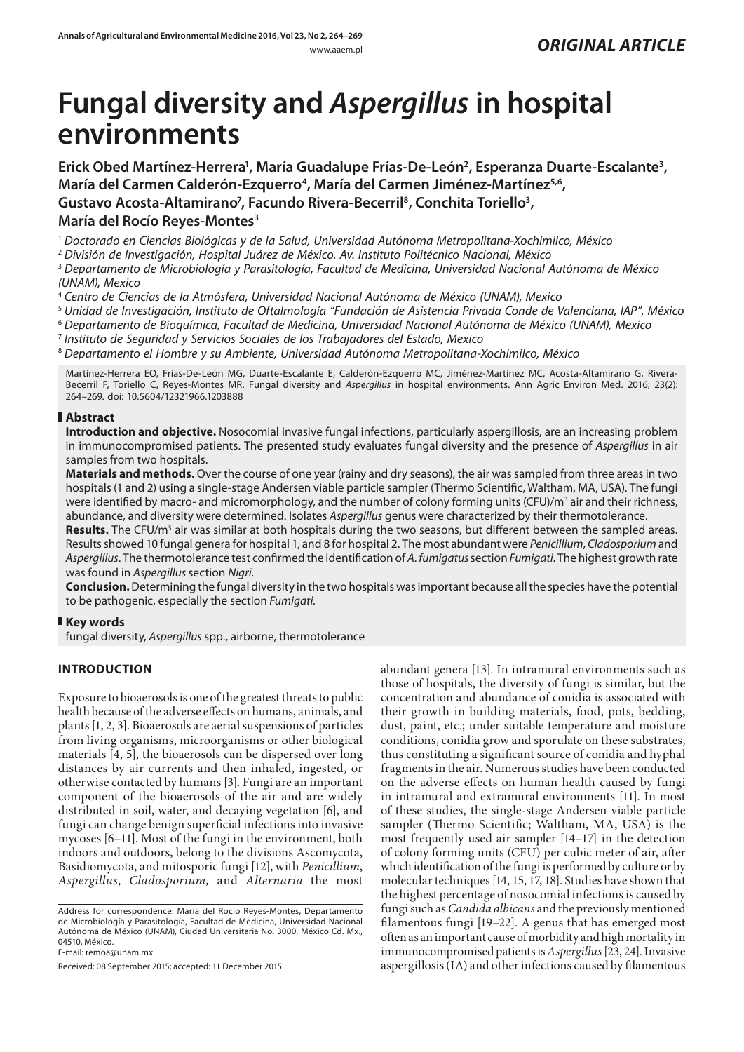ORIGINAL ARTICLE

# Fungal diversity and *Aspergillus* in hospital environments

**Erick Obed Martínez-Herrera[1], María Guadalupe Frías-De-León[2], Esperanza Duarte-Escalante[3], María del Carmen Calderón-Ezquerro[4], María del Carmen Jiménez-Martínez[5,6], Gustavo Acosta-Altamirano[7], Facundo Rivera-Becerril[8], Conchita Toriello[3], María del Rocío Reyes-Montes[3]**

[1] *Doctorado en Ciencias Biológicas y de la Salud, Universidad Autónoma Metropolitana-Xochimilco, México*
[2] *División de Investigación, Hospital Juárez de México. Av. Instituto Politécnico Nacional, México*
[3] *Departamento de Microbiología y Parasitología, Facultad de Medicina, Universidad Nacional Autónoma de México (UNAM), Mexico*
[4] *Centro de Ciencias de la Atmósfera, Universidad Nacional Autónoma de México (UNAM), Mexico*
[5] *Unidad de Investigación, Instituto de Oftalmología "Fundación de Asistencia Privada Conde de Valenciana, IAP", México*
[6] *Departamento de Bioquímica, Facultad de Medicina, Universidad Nacional Autónoma de México (UNAM), Mexico*
[7] *Instituto de Seguridad y Servicios Sociales de los Trabajadores del Estado, Mexico*
[8] *Departamento el Hombre y su Ambiente, Universidad Autónoma Metropolitana-Xochimilco, México*

Martínez-Herrera EO, Frías-De-León MG, Duarte-Escalante E, Calderón-Ezquerro MC, Jiménez-Martínez MC, Acosta-Altamirano G, Rivera-Becerril F, Toriello C, Reyes-Montes MR. Fungal diversity and *Aspergillus* in hospital environments. Ann Agric Environ Med. 2016; 23(2): 264–269. doi: 10.5604/12321966.1203888

## Abstract

**Introduction and objective.** Nosocomial invasive fungal infections, particularly aspergillosis, are an increasing problem in immunocompromised patients. The presented study evaluates fungal diversity and the presence of *Aspergillus* in air samples from two hospitals.

**Materials and methods.** Over the course of one year (rainy and dry seasons), the air was sampled from three areas in two hospitals (1 and 2) using a single-stage Andersen viable particle sampler (Thermo Scientific, Waltham, MA, USA). The fungi were identified by macro- and micromorphology, and the number of colony forming units (CFU)/m$^3$ air and their richness, abundance, and diversity were determined. Isolates *Aspergillus* genus were characterized by their thermotolerance.

**Results.** The CFU/m$^3$ air was similar at both hospitals during the two seasons, but different between the sampled areas. Results showed 10 fungal genera for hospital 1, and 8 for hospital 2. The most abundant were *Penicillium*, *Cladosporium* and *Aspergillus*. The thermotolerance test confirmed the identification of *A. fumigatus* section *Fumigati*. The highest growth rate was found in *Aspergillus* section *Nigri*.

**Conclusion.** Determining the fungal diversity in the two hospitals was important because all the species have the potential to be pathogenic, especially the section *Fumigati*.

## Key words

fungal diversity, *Aspergillus* spp., airborne, thermotolerance

## INTRODUCTION

Exposure to bioaerosols is one of the greatest threats to public health because of the adverse effects on humans, animals, and plants [1, 2, 3]. Bioaerosols are aerial suspensions of particles from living organisms, microorganisms or other biological materials [4, 5], the bioaerosols can be dispersed over long distances by air currents and then inhaled, ingested, or otherwise contacted by humans [3]. Fungi are an important component of the bioaerosols of the air and are widely distributed in soil, water, and decaying vegetation [6], and fungi can change benign superficial infections into invasive mycoses [6–11]. Most of the fungi in the environment, both indoors and outdoors, belong to the divisions Ascomycota, Basidiomycota, and mitosporic fungi [12], with *Penicillium*, *Aspergillus*, *Cladosporium*, and *Alternaria* the most abundant genera [13]. In intramural environments such as those of hospitals, the diversity of fungi is similar, but the concentration and abundance of conidia is associated with their growth in building materials, food, pots, bedding, dust, paint, etc.; under suitable temperature and moisture conditions, conidia grow and sporulate on these substrates, thus constituting a significant source of conidia and hyphal fragments in the air. Numerous studies have been conducted on the adverse effects on human health caused by fungi in intramural and extramural environments [11]. In most of these studies, the single-stage Andersen viable particle sampler (Thermo Scientific; Waltham, MA, USA) is the most frequently used air sampler [14–17] in the detection of colony forming units (CFU) per cubic meter of air, after which identification of the fungi is performed by culture or by molecular techniques [14, 15, 17, 18]. Studies have shown that the highest percentage of nosocomial infections is caused by fungi such as *Candida albicans* and the previously mentioned filamentous fungi [19–22]. A genus that has emerged most often as an important cause of morbidity and high mortality in immunocompromised patients is *Aspergillus* [23, 24]. Invasive aspergillosis (IA) and other infections caused by filamentous

Address for correspondence: María del Rocío Reyes-Montes, Departamento de Microbiología y Parasitología, Facultad de Medicina, Universidad Nacional Autónoma de México (UNAM), Ciudad Universitaria No. 3000, México Cd. Mx., 04510, México.
E-mail: remoa@unam.mx

Received: 08 September 2015; accepted: 11 December 2015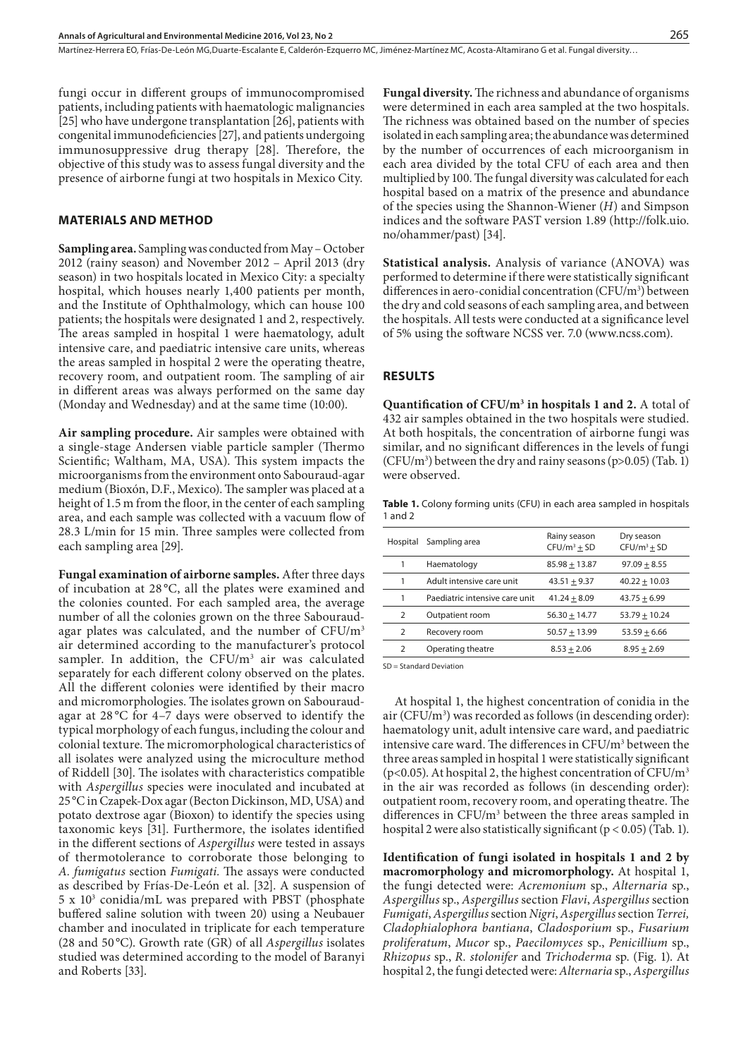fungi occur in different groups of immunocompromised patients, including patients with haematologic malignancies [25] who have undergone transplantation [26], patients with congenital immunodeficiencies [27], and patients undergoing immunosuppressive drug therapy [28]. Therefore, the objective of this study was to assess fungal diversity and the presence of airborne fungi at two hospitals in Mexico City.

## MATERIALS AND METHOD

**Sampling area.** Sampling was conducted from May – October 2012 (rainy season) and November 2012 – April 2013 (dry season) in two hospitals located in Mexico City: a specialty hospital, which houses nearly 1,400 patients per month, and the Institute of Ophthalmology, which can house 100 patients; the hospitals were designated 1 and 2, respectively. The areas sampled in hospital 1 were haematology, adult intensive care, and paediatric intensive care units, whereas the areas sampled in hospital 2 were the operating theatre, recovery room, and outpatient room. The sampling of air in different areas was always performed on the same day (Monday and Wednesday) and at the same time (10:00).

**Air sampling procedure.** Air samples were obtained with a single-stage Andersen viable particle sampler (Thermo Scientific; Waltham, MA, USA). This system impacts the microorganisms from the environment onto Sabouraud-agar medium (Bioxón, D.F., Mexico). The sampler was placed at a height of 1.5 m from the floor, in the center of each sampling area, and each sample was collected with a vacuum flow of 28.3 L/min for 15 min. Three samples were collected from each sampling area [29].

**Fungal examination of airborne samples.** After three days of incubation at 28 °C, all the plates were examined and the colonies counted. For each sampled area, the average number of all the colonies grown on the three Sabouraud-agar plates was calculated, and the number of CFU/m$^3$ air determined according to the manufacturer's protocol sampler. In addition, the CFU/m$^3$ air was calculated separately for each different colony observed on the plates. All the different colonies were identified by their macro and micromorphologies. The isolates grown on Sabouraud-agar at 28 °C for 4–7 days were observed to identify the typical morphology of each fungus, including the colour and colonial texture. The micromorphological characteristics of all isolates were analyzed using the microculture method of Riddell [30]. The isolates with characteristics compatible with *Aspergillus* species were inoculated and incubated at 25 °C in Czapek-Dox agar (Becton Dickinson, MD, USA) and potato dextrose agar (Bioxon) to identify the species using taxonomic keys [31]. Furthermore, the isolates identified in the different sections of *Aspergillus* were tested in assays of thermotolerance to corroborate those belonging to *A. fumigatus* section *Fumigati.* The assays were conducted as described by Frías-De-León et al. [32]. A suspension of 5 x 10$^3$ conidia/mL was prepared with PBST (phosphate buffered saline solution with tween 20) using a Neubauer chamber and inoculated in triplicate for each temperature (28 and 50 °C). Growth rate (GR) of all *Aspergillus* isolates studied was determined according to the model of Baranyi and Roberts [33].

**Fungal diversity.** The richness and abundance of organisms were determined in each area sampled at the two hospitals. The richness was obtained based on the number of species isolated in each sampling area; the abundance was determined by the number of occurrences of each microorganism in each area divided by the total CFU of each area and then multiplied by 100. The fungal diversity was calculated for each hospital based on a matrix of the presence and abundance of the species using the Shannon-Wiener (*H*) and Simpson indices and the software PAST version 1.89 (http://folk.uio.no/ohammer/past) [34].

**Statistical analysis.** Analysis of variance (ANOVA) was performed to determine if there were statistically significant differences in aero-conidial concentration (CFU/m$^3$) between the dry and cold seasons of each sampling area, and between the hospitals. All tests were conducted at a significance level of 5% using the software NCSS ver. 7.0 (www.ncss.com).

## RESULTS

**Quantification of CFU/m$^3$ in hospitals 1 and 2.** A total of 432 air samples obtained in the two hospitals were studied. At both hospitals, the concentration of airborne fungi was similar, and no significant differences in the levels of fungi (CFU/m$^3$) between the dry and rainy seasons ($p>0.05$) (Tab. 1) were observed.

**Table 1.** Colony forming units (CFU) in each area sampled in hospitals 1 and 2

| Hospital | Sampling area | Rainy season CFU/m$^3$ ± SD | Dry season CFU/m$^3$ ± SD |
|---|---|---|---|
| 1 | Haematology | 85.98 ± 13.87 | 97.09 ± 8.55 |
| 1 | Adult intensive care unit | 43.51 ± 9.37 | 40.22 ± 10.03 |
| 1 | Paediatric intensive care unit | 41.24 ± 8.09 | 43.75 ± 6.99 |
| 2 | Outpatient room | 56.30 ± 14.77 | 53.79 ± 10.24 |
| 2 | Recovery room | 50.57 ± 13.99 | 53.59 ± 6.66 |
| 2 | Operating theatre | 8.53 ± 2.06 | 8.95 ± 2.69 |

SD = Standard Deviation

At hospital 1, the highest concentration of conidia in the air (CFU/m$^3$) was recorded as follows (in descending order): haematology unit, adult intensive care ward, and paediatric intensive care ward. The differences in CFU/m$^3$ between the three areas sampled in hospital 1 were statistically significant ($p<0.05$). At hospital 2, the highest concentration of CFU/m$^3$ in the air was recorded as follows (in descending order): outpatient room, recovery room, and operating theatre. The differences in CFU/m$^3$ between the three areas sampled in hospital 2 were also statistically significant ($p < 0.05$) (Tab. 1).

**Identification of fungi isolated in hospitals 1 and 2 by macromorphology and micromorphology.** At hospital 1, the fungi detected were: *Acremonium* sp., *Alternaria* sp., *Aspergillus* sp., *Aspergillus* section *Flavi*, *Aspergillus* section *Fumigati*, *Aspergillus* section *Nigri*, *Aspergillus* section *Terrei, Cladophialophora bantiana*, *Cladosporium* sp., *Fusarium proliferatum*, *Mucor* sp., *Paecilomyces* sp., *Penicillium* sp., *Rhizopus* sp., *R. stolonifer* and *Trichoderma* sp. (Fig. 1). At hospital 2, the fungi detected were: *Alternaria* sp., *Aspergillus*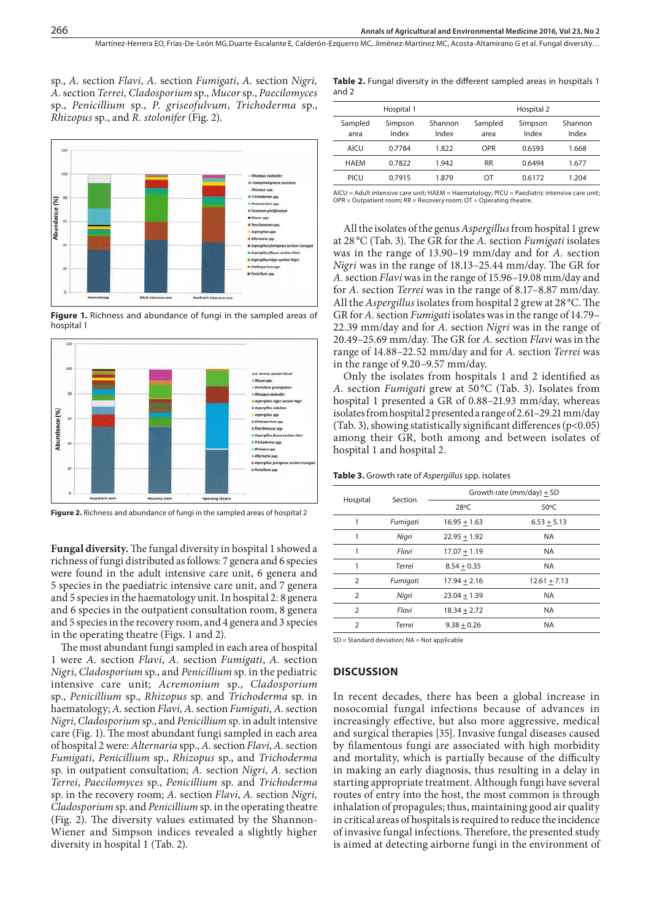sp., *A.* section *Flavi*, *A.* section *Fumigati*, *A.* section *Nigri, A.* section *Terrei, Cladosporium* sp., *Mucor* sp., *Paecilomyces* sp., *Penicillium* sp., *P. griseofulvum*, *Trichoderma* sp., *Rhizopus* sp., and *R. stolonifer* (Fig. 2).

**Figure 1.** Richness and abundance of fungi in the sampled areas of hospital 1

**Figure 2.** Richness and abundance of fungi in the sampled areas of hospital 2

**Fungal diversity.** The fungal diversity in hospital 1 showed a richness of fungi distributed as follows: 7 genera and 6 species were found in the adult intensive care unit, 6 genera and 5 species in the paediatric intensive care unit, and 7 genera and 5 species in the haematology unit. In hospital 2: 8 genera and 6 species in the outpatient consultation room, 8 genera and 5 species in the recovery room, and in 4 genera and 3 species in the operating theatre (Figs. 1 and 2).

The most abundant fungi sampled in each area of hospital 1 were *A.* section *Flavi*, *A.* section *Fumigati*, *A.* section *Nigri*, *Cladosporium* sp., and *Penicillium* sp. in the pediatric intensive care unit; *Acremonium* sp., *Cladosporium* sp., *Penicillium* sp., *Rhizopus* sp. and *Trichoderma* sp. in haematology; *A.* section *Flavi, A.* section *Fumigati, A.* section *Nigri*, *Cladosporium* sp., and *Penicillium* sp. in adult intensive care (Fig. 1). The most abundant fungi sampled in each area of hospital 2 were: *Alternaria* spp., *A.* section *Flavi*, *A.* section *Fumigati*, *Penicillium* sp., *Rhizopus* sp., and *Trichoderma* sp. in outpatient consultation; *A.* section *Nigri*, *A.* section *Terrei*, *Paecilomyces* sp., *Penicillium* sp. and *Trichoderma* sp. in the recovery room; *A.* section *Flavi*, *A.* section *Nigri, Cladosporium* sp. and *Penicillium* sp. in the operating theatre (Fig. 2). The diversity values estimated by the Shannon-Wiener and Simpson indices revealed a slightly higher diversity in hospital 1 (Tab. 2).

**Table 2.** Fungal diversity in the different sampled areas in hospitals 1 and 2

| Hospital 1 | | | Hospital 2 | | |
|---|---|---|---|---|---|
| Sampled area | Simpson Index | Shannon Index | Sampled area | Simpson Index | Shannon Index |
| AICU | 0.7784 | 1.822 | OPR | 0.6593 | 1.668 |
| HAEM | 0.7822 | 1.942 | RR | 0.6494 | 1.677 |
| PICU | 0.7915 | 1.879 | OT | 0.6172 | 1.204 |

AICU = Adult intensive care unit; HAEM = Haematology; PICU = Paediatric intensive care unit; OPR = Outpatient room; RR = Recovery room; OT = Operating theatre.

All the isolates of the genus *Aspergillus* from hospital 1 grew at 28 °C (Tab. 3). The GR for the *A.* section *Fumigati* isolates was in the range of 13.90–19 mm/day and for *A.* section *Nigri* was in the range of 18.13–25.44 mm/day. The GR for *A.* section *Flavi* was in the range of 15.96–19.08 mm/day and for *A.* section *Terrei* was in the range of 8.17–8.87 mm/day. All the *Aspergillus* isolates from hospital 2 grew at 28 °C. The GR for *A.* section *Fumigati* isolates was in the range of 14.79–22.39 mm/day and for *A.* section *Nigri* was in the range of 20.49–25.69 mm/day. The GR for *A.* section *Flavi* was in the range of 14.88–22.52 mm/day and for *A.* section *Terrei* was in the range of 9.20–9.57 mm/day.

Only the isolates from hospitals 1 and 2 identified as *A.* section *Fumigati* grew at 50 °C (Tab. 3). Isolates from hospital 1 presented a GR of 0.88–21.93 mm/day, whereas isolates from hospital 2 presented a range of 2.61–29.21 mm/day (Tab. 3), showing statistically significant differences ($p<0.05$) among their GR, both among and between isolates of hospital 1 and hospital 2.

**Table 3.** Growth rate of *Aspergillus* spp. isolates

| Hospital | Section | Growth rate (mm/day) ± SD | |
|---|---|---|---|
| | | 28ºC | 50ºC |
| 1 | *Fumigati* | 16.95 ± 1.63 | 6.53 ± 5.13 |
| 1 | *Nigri* | 22.95 ± 1.92 | NA |
| 1 | *Flavi* | 17.07 ± 1.19 | NA |
| 1 | *Terrei* | 8.54 ± 0.35 | NA |
| 2 | *Fumigati* | 17.94 ± 2.16 | 12.61 ± 7.13 |
| 2 | *Nigri* | 23.04 ± 1.39 | NA |
| 2 | *Flavi* | 18.34 ± 2.72 | NA |
| 2 | *Terrei* | 9.38 ± 0.26 | NA |

SD = Standard deviation; NA = Not applicable

## DISCUSSION

In recent decades, there has been a global increase in nosocomial fungal infections because of advances in increasingly effective, but also more aggressive, medical and surgical therapies [35]. Invasive fungal diseases caused by filamentous fungi are associated with high morbidity and mortality, which is partially because of the difficulty in making an early diagnosis, thus resulting in a delay in starting appropriate treatment. Although fungi have several routes of entry into the host, the most common is through inhalation of propagules; thus, maintaining good air quality in critical areas of hospitals is required to reduce the incidence of invasive fungal infections. Therefore, the presented study is aimed at detecting airborne fungi in the environment of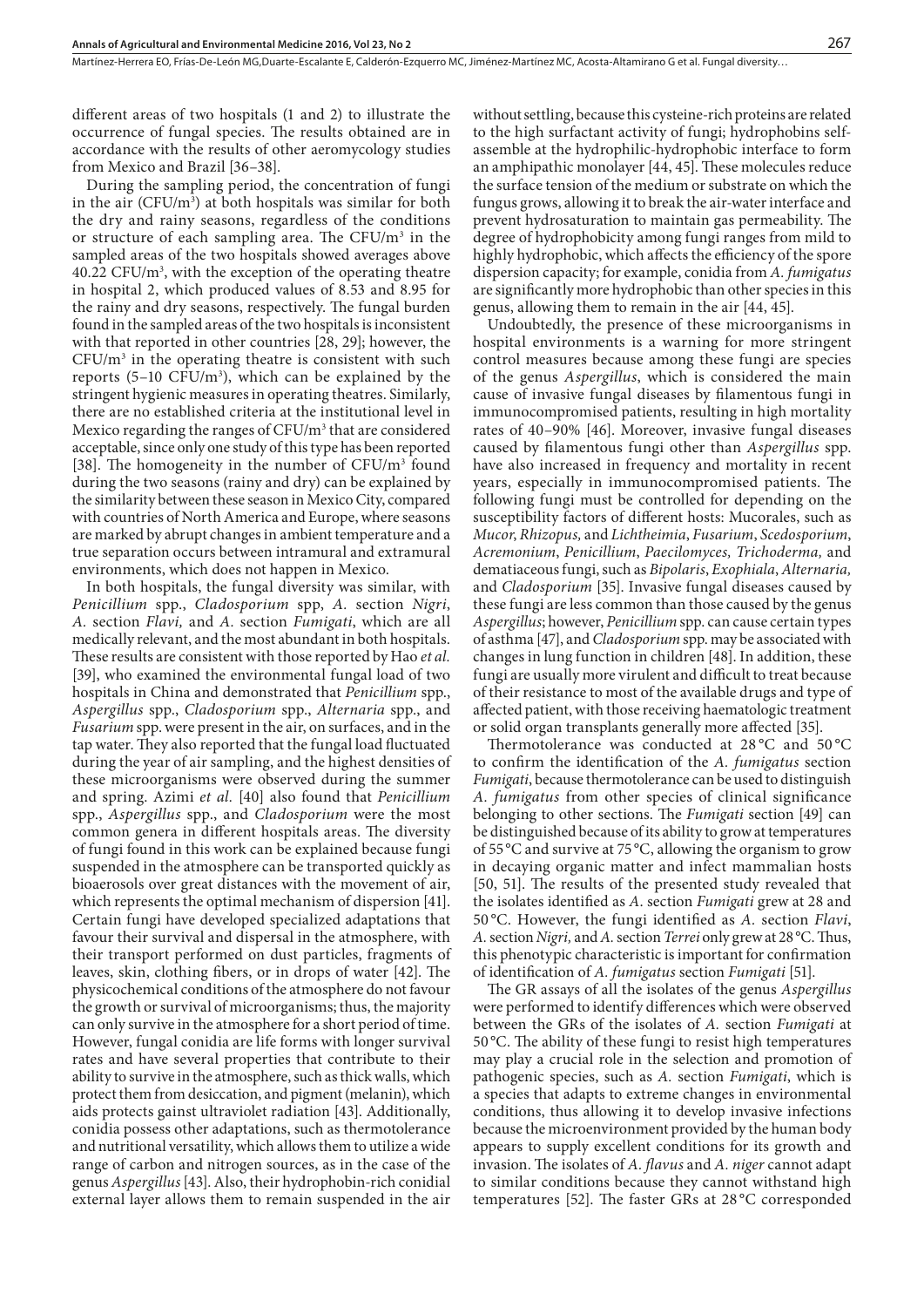different areas of two hospitals (1 and 2) to illustrate the occurrence of fungal species. The results obtained are in accordance with the results of other aeromycology studies from Mexico and Brazil [36–38].

During the sampling period, the concentration of fungi in the air (CFU/m$^3$) at both hospitals was similar for both the dry and rainy seasons, regardless of the conditions or structure of each sampling area. The CFU/m$^3$ in the sampled areas of the two hospitals showed averages above 40.22 CFU/m$^3$, with the exception of the operating theatre in hospital 2, which produced values of 8.53 and 8.95 for the rainy and dry seasons, respectively. The fungal burden found in the sampled areas of the two hospitals is inconsistent with that reported in other countries [28, 29]; however, the CFU/m$^3$ in the operating theatre is consistent with such reports (5–10 CFU/m$^3$), which can be explained by the stringent hygienic measures in operating theatres. Similarly, there are no established criteria at the institutional level in Mexico regarding the ranges of CFU/m$^3$ that are considered acceptable, since only one study of this type has been reported [38]. The homogeneity in the number of CFU/m$^3$ found during the two seasons (rainy and dry) can be explained by the similarity between these season in Mexico City, compared with countries of North America and Europe, where seasons are marked by abrupt changes in ambient temperature and a true separation occurs between intramural and extramural environments, which does not happen in Mexico.

In both hospitals, the fungal diversity was similar, with *Penicillium* spp., *Cladosporium* spp, *A.* section *Nigri*, *A.* section *Flavi,* and *A.* section *Fumigati*, which are all medically relevant, and the most abundant in both hospitals. These results are consistent with those reported by Hao *et al.* [39], who examined the environmental fungal load of two hospitals in China and demonstrated that *Penicillium* spp., *Aspergillus* spp., *Cladosporium* spp., *Alternaria* spp., and *Fusarium* spp. were present in the air, on surfaces, and in the tap water. They also reported that the fungal load fluctuated during the year of air sampling, and the highest densities of these microorganisms were observed during the summer and spring. Azimi *et al.* [40] also found that *Penicillium* spp., *Aspergillus* spp., and *Cladosporium* were the most common genera in different hospitals areas. The diversity of fungi found in this work can be explained because fungi suspended in the atmosphere can be transported quickly as bioaerosols over great distances with the movement of air, which represents the optimal mechanism of dispersion [41]. Certain fungi have developed specialized adaptations that favour their survival and dispersal in the atmosphere, with their transport performed on dust particles, fragments of leaves, skin, clothing fibers, or in drops of water [42]. The physicochemical conditions of the atmosphere do not favour the growth or survival of microorganisms; thus, the majority can only survive in the atmosphere for a short period of time. However, fungal conidia are life forms with longer survival rates and have several properties that contribute to their ability to survive in the atmosphere, such as thick walls, which protect them from desiccation, and pigment (melanin), which aids protects gainst ultraviolet radiation [43]. Additionally, conidia possess other adaptations, such as thermotolerance and nutritional versatility, which allows them to utilize a wide range of carbon and nitrogen sources, as in the case of the genus *Aspergillus* [43]. Also, their hydrophobin-rich conidial external layer allows them to remain suspended in the air without settling, because this cysteine-rich proteins are related to the high surfactant activity of fungi; hydrophobins self-assemble at the hydrophilic-hydrophobic interface to form an amphipathic monolayer [44, 45]. These molecules reduce the surface tension of the medium or substrate on which the fungus grows, allowing it to break the air-water interface and prevent hydrosaturation to maintain gas permeability. The degree of hydrophobicity among fungi ranges from mild to highly hydrophobic, which affects the efficiency of the spore dispersion capacity; for example, conidia from *A. fumigatus* are significantly more hydrophobic than other species in this genus, allowing them to remain in the air [44, 45].

Undoubtedly, the presence of these microorganisms in hospital environments is a warning for more stringent control measures because among these fungi are species of the genus *Aspergillus*, which is considered the main cause of invasive fungal diseases by filamentous fungi in immunocompromised patients, resulting in high mortality rates of 40–90% [46]. Moreover, invasive fungal diseases caused by filamentous fungi other than *Aspergillus* spp. have also increased in frequency and mortality in recent years, especially in immunocompromised patients. The following fungi must be controlled for depending on the susceptibility factors of different hosts: Mucorales, such as *Mucor*, *Rhizopus,* and *Lichtheimia*, *Fusarium*, *Scedosporium*, *Acremonium*, *Penicillium*, *Paecilomyces, Trichoderma,* and dematiaceous fungi, such as *Bipolaris*, *Exophiala*, *Alternaria,* and *Cladosporium* [35]. Invasive fungal diseases caused by these fungi are less common than those caused by the genus *Aspergillus*; however, *Penicillium* spp. can cause certain types of asthma [47], and *Cladosporium* spp. may be associated with changes in lung function in children [48]. In addition, these fungi are usually more virulent and difficult to treat because of their resistance to most of the available drugs and type of affected patient, with those receiving haematologic treatment or solid organ transplants generally more affected [35].

Thermotolerance was conducted at 28 °C and 50 °C to confirm the identification of the *A. fumigatus* section *Fumigati*, because thermotolerance can be used to distinguish *A. fumigatus* from other species of clinical significance belonging to other sections. The *Fumigati* section [49] can be distinguished because of its ability to grow at temperatures of 55 °C and survive at 75 °C, allowing the organism to grow in decaying organic matter and infect mammalian hosts [50, 51]. The results of the presented study revealed that the isolates identified as *A.* section *Fumigati* grew at 28 and 50 °C. However, the fungi identified as *A.* section *Flavi*, *A.* section *Nigri,* and *A.* section *Terrei* only grew at 28 °C. Thus, this phenotypic characteristic is important for confirmation of identification of *A. fumigatus* section *Fumigati* [51].

The GR assays of all the isolates of the genus *Aspergillus* were performed to identify differences which were observed between the GRs of the isolates of *A.* section *Fumigati* at 50 °C. The ability of these fungi to resist high temperatures may play a crucial role in the selection and promotion of pathogenic species, such as *A.* section *Fumigati*, which is a species that adapts to extreme changes in environmental conditions, thus allowing it to develop invasive infections because the microenvironment provided by the human body appears to supply excellent conditions for its growth and invasion. The isolates of *A. flavus* and *A. niger* cannot adapt to similar conditions because they cannot withstand high temperatures [52]. The faster GRs at 28 °C corresponded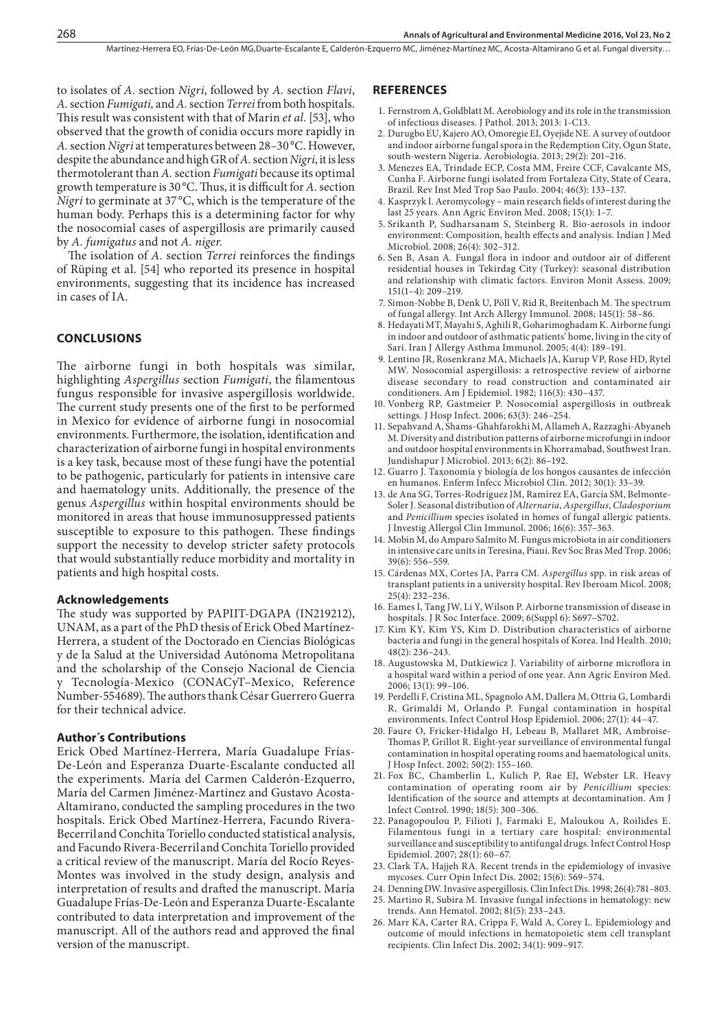to isolates of *A.* section *Nigri*, followed by *A.* section *Flavi*, *A.* section *Fumigati,* and *A.* section *Terrei* from both hospitals. This result was consistent with that of Marin *et al.* [53], who observed that the growth of conidia occurs more rapidly in *A.* section *Nigri* at temperatures between 28–30 °C. However, despite the abundance and high GR of *A.* section *Nigri*, it is less thermotolerant than *A.* section *Fumigati* because its optimal growth temperature is 30 °C. Thus, it is difficult for *A.* section *Nigri* to germinate at 37 °C, which is the temperature of the human body. Perhaps this is a determining factor for why the nosocomial cases of aspergillosis are primarily caused by *A. fumigatus* and not *A. niger*.

The isolation of *A.* section *Terrei* reinforces the findings of Rüping et al. [54] who reported its presence in hospital environments, suggesting that its incidence has increased in cases of IA.

## CONCLUSIONS

The airborne fungi in both hospitals was similar, highlighting *Aspergillus* section *Fumigati*, the filamentous fungus responsible for invasive aspergillosis worldwide. The current study presents one of the first to be performed in Mexico for evidence of airborne fungi in nosocomial environments. Furthermore, the isolation, identification and characterization of airborne fungi in hospital environments is a key task, because most of these fungi have the potential to be pathogenic, particularly for patients in intensive care and haematology units. Additionally, the presence of the genus *Aspergillus* within hospital environments should be monitored in areas that house immunosuppressed patients susceptible to exposure to this pathogen. These findings support the necessity to develop stricter safety protocols that would substantially reduce morbidity and mortality in patients and high hospital costs.

### Acknowledgements

The study was supported by PAPIIT-DGAPA (IN219212), UNAM, as a part of the PhD thesis of Erick Obed Martínez-Herrera, a student of the Doctorado en Ciencias Biológicas y de la Salud at the Universidad Autónoma Metropolitana and the scholarship of the Consejo Nacional de Ciencia y Tecnología-Mexico (CONACyT–Mexico, Reference Number-554689). The authors thank César Guerrero Guerra for their technical advice.

### Author´s Contributions

Erick Obed Martínez-Herrera, María Guadalupe Frías-De-León and Esperanza Duarte-Escalante conducted all the experiments. María del Carmen Calderón-Ezquerro, María del Carmen Jiménez-Martínez and Gustavo Acosta-Altamirano, conducted the sampling procedures in the two hospitals. Erick Obed Martínez-Herrera, Facundo Rivera-Becerril and Conchita Toriello conducted statistical analysis, and Facundo Rivera-Becerril and Conchita Toriello provided a critical review of the manuscript. María del Rocío Reyes-Montes was involved in the study design, analysis and interpretation of results and drafted the manuscript. María Guadalupe Frías-De-León and Esperanza Duarte-Escalante contributed to data interpretation and improvement of the manuscript. All of the authors read and approved the final version of the manuscript.

## REFERENCES

1. Fernstrom A, Goldblatt M. Aerobiology and its role in the transmission of infectious diseases. J Pathol. 2013; 2013: 1-C13.
2. Durugbo EU, Kajero AO, Omoregie EI, Oyejide NE. A survey of outdoor and indoor airborne fungal spora in the Redemption City, Ogun State, south-western Nigeria. Aerobiologia. 2013; 29(2): 201–216.
3. Menezes EA, Trindade ECP, Costa MM, Freire CCF, Cavalcante MS, Cunha F. Airborne fungi isolated from Fortaleza City, State of Ceara, Brazil. Rev Inst Med Trop Sao Paulo. 2004; 46(3): 133–137.
4. Kasprzyk I. Aeromycology – main research fields of interest during the last 25 years. Ann Agric Environ Med. 2008; 15(1): 1–7.
5. Srikanth P, Sudharsanam S, Steinberg R. Bio-aerosols in indoor environment: Composition, health effects and analysis. Indian J Med Microbiol. 2008; 26(4): 302–312.
6. Sen B, Asan A. Fungal flora in indoor and outdoor air of different residential houses in Tekirdag City (Turkey): seasonal distribution and relationship with climatic factors. Environ Monit Assess. 2009; 151(1–4): 209–219.
7. Simon-Nobbe B, Denk U, Pöll V, Rid R, Breitenbach M. The spectrum of fungal allergy. Int Arch Allergy Immunol. 2008; 145(1): 58–86.
8. Hedayati MT, Mayahi S, Aghili R, Goharimoghadam K. Airborne fungi in indoor and outdoor of asthmatic patients' home, living in the city of Sari. Iran J Allergy Asthma Immunol. 2005; 4(4): 189–191.
9. Lentino JR, Rosenkranz MA, Michaels JA, Kurup VP, Rose HD, Rytel MW. Nosocomial aspergillosis: a retrospective review of airborne disease secondary to road construction and contaminated air conditioners. Am J Epidemiol. 1982; 116(3): 430–437.
10. Vonberg RP, Gastmeier P. Nosocomial aspergillosis in outbreak settings. J Hosp Infect. 2006; 63(3): 246–254.
11. Sepahvand A, Shams-Ghahfarokhi M, Allameh A, Razzaghi-Abyaneh M. Diversity and distribution patterns of airborne microfungi in indoor and outdoor hospital environments in Khorramabad, Southwest Iran. Jundishapur J Microbiol. 2013; 6(2): 86–192.
12. Guarro J. Taxonomía y biología de los hongos causantes de infección en humanos. Enferm Infecc Microbiol Clin. 2012; 30(1): 33–39.
13. de Ana SG, Torres-Rodríguez JM, Ramírez EA, García SM, Belmonte-Soler J. Seasonal distribution of *Alternaria*, *Aspergillus*, *Cladosporium* and *Penicillium* species isolated in homes of fungal allergic patients. J Investig Allergol Clin Immunol. 2006; 16(6): 357–363.
14. Mobin M, do Amparo Salmito M. Fungus microbiota in air conditioners in intensive care units in Teresina, Piauí. Rev Soc Bras Med Trop. 2006; 39(6): 556–559.
15. Cárdenas MX, Cortes JA, Parra CM. *Aspergillus* spp. in risk areas of transplant patients in a university hospital. Rev Iberoam Micol. 2008; 25(4): 232–236.
16. Eames I, Tang JW, Li Y, Wilson P. Airborne transmission of disease in hospitals. J R Soc Interface. 2009; 6(Suppl 6): S697–S702.
17. Kim KY, Kim YS, Kim D. Distribution characteristics of airborne bacteria and fungi in the general hospitals of Korea. Ind Health. 2010; 48(2): 236–243.
18. Augustowska M, Dutkiewicz J. Variability of airborne microflora in a hospital ward within a period of one year. Ann Agric Environ Med. 2006; 13(1): 99–106.
19. Perdelli F, Cristina ML, Spagnolo AM, Dallera M, Ottria G, Lombardi R, Grimaldi M, Orlando P. Fungal contamination in hospital environments. Infect Control Hosp Epidemiol. 2006; 27(1): 44–47.
20. Faure O, Fricker-Hidalgo H, Lebeau B, Mallaret MR, Ambroise-Thomas P, Grillot R. Eight-year surveillance of environmental fungal contamination in hospital operating rooms and haematological units. J Hosp Infect. 2002; 50(2): 155–160.
21. Fox BC, Chamberlin L, Kulich P, Rae EJ, Webster LR. Heavy contamination of operating room air by *Penicillium* species: Identification of the source and attempts at decontamination. Am J Infect Control. 1990; 18(5): 300–306.
22. Panagopoulou P, Filioti J, Farmaki E, Maloukou A, Roilides E. Filamentous fungi in a tertiary care hospital: environmental surveillance and susceptibility to antifungal drugs. Infect Control Hosp Epidemiol. 2007; 28(1): 60–67.
23. Clark TA, Hajjeh RA. Recent trends in the epidemiology of invasive mycoses. Curr Opin Infect Dis. 2002; 15(6): 569–574.
24. Denning DW. Invasive aspergillosis. Clin Infect Dis. 1998; 26(4):781–803.
25. Martino R, Subira M. Invasive fungal infections in hematology: new trends. Ann Hematol. 2002; 81(5): 233–243.
26. Marr KA, Carter RA, Crippa F, Wald A, Corey L. Epidemiology and outcome of mould infections in hematopoietic stem cell transplant recipients. Clin Infect Dis. 2002; 34(1): 909–917.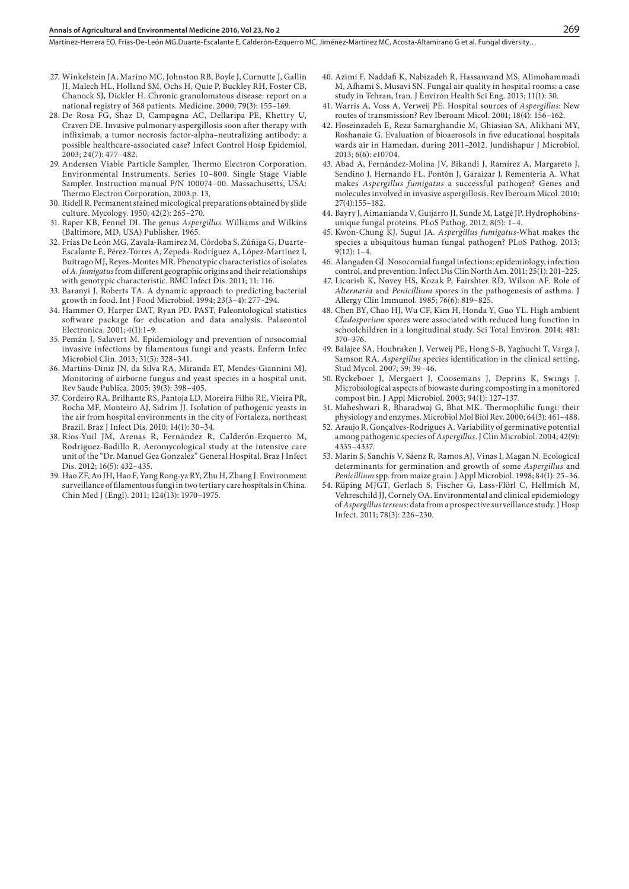27. Winkelstein JA, Marino MC, Johnston RB, Boyle J, Curnutte J, Gallin JI, Malech HL, Holland SM, Ochs H, Quie P, Buckley RH, Foster CB, Chanock SJ, Dickler H. Chronic granulomatous disease: report on a national registry of 368 patients. Medicine. 2000; 79(3): 155–169.
28. De Rosa FG, Shaz D, Campagna AC, Dellaripa PE, Khettry U, Craven DE. Invasive pulmonary aspergillosis soon after therapy with infliximab, a tumor necrosis factor-alpha–neutralizing antibody: a possible healthcare-associated case? Infect Control Hosp Epidemiol. 2003; 24(7): 477–482.
29. Andersen Viable Particle Sampler, Thermo Electron Corporation. Environmental Instruments. Series 10–800. Single Stage Viable Sampler. Instruction manual P/N 100074–00. Massachusetts, USA: Thermo Electron Corporation, 2003.p. 13.
30. Ridell R. Permanent stained micological preparations obtained by slide culture. Mycology. 1950; 42(2): 265–270.
31. Raper KB, Fennel DI. The genus *Aspergillus*. Williams and Wilkins (Baltimore, MD, USA) Publisher, 1965.
32. Frías De León MG, Zavala-Ramírez M, Córdoba S, Zúñiga G, Duarte-Escalante E, Pérez-Torres A, Zepeda-Rodríguez A, López-Martínez I, Buitrago MJ, Reyes-Montes MR. Phenotypic characteristics of isolates of *A. fumigatus* from different geographic origins and their relationships with genotypic characteristic. BMC Infect Dis. 2011; 11: 116.
33. Baranyi J, Roberts TA. A dynamic approach to predicting bacterial growth in food. Int J Food Microbiol. 1994; 23(3–4): 277–294.
34. Hammer O, Harper DAT, Ryan PD. PAST, Paleontological statistics software package for education and data analysis. Palaeontol Electronica. 2001; 4(1):1–9.
35. Pemán J, Salavert M. Epidemiology and prevention of nosocomial invasive infections by filamentous fungi and yeasts. Enferm Infec Microbiol Clin. 2013; 31(5): 328–341.
36. Martins-Diniz JN, da Silva RA, Miranda ET, Mendes-Giannini MJ. Monitoring of airborne fungus and yeast species in a hospital unit. Rev Saude Publica. 2005; 39(3): 398–405.
37. Cordeiro RA, Brilhante RS, Pantoja LD, Moreira Filho RE, Vieira PR, Rocha MF, Monteiro AJ, Sidrim JJ. Isolation of pathogenic yeasts in the air from hospital environments in the city of Fortaleza, northeast Brazil. Braz J Infect Dis. 2010; 14(1): 30–34.
38. Ríos-Yuil JM, Arenas R, Fernández R, Calderón-Ezquerro M, Rodriguez-Badillo R. Aeromycological study at the intensive care unit of the "Dr. Manuel Gea Gonzalez" General Hospital. Braz J Infect Dis. 2012; 16(5): 432–435.
39. Hao ZF, Ao JH, Hao F, Yang Rong-ya RY, Zhu H, Zhang J. Environment surveillance of filamentous fungi in two tertiary care hospitals in China. Chin Med J (Engl). 2011; 124(13): 1970–1975.
40. Azimi F, Naddafi K, Nabizadeh R, Hassanvand MS, Alimohammadi M, Afhami S, Musavi SN. Fungal air quality in hospital rooms: a case study in Tehran, Iran. J Environ Health Sci Eng. 2013; 11(1): 30.
41. Warris A, Voss A, Verweij PE. Hospital sources of *Aspergillus*: New routes of transmission? Rev Iberoam Micol. 2001; 18(4): 156–162.
42. Hoseinzadeh E, Reza Samarghandie M, Ghiasian SA, Alikhani MY, Roshanaie G. Evaluation of bioaerosols in five educational hospitals wards air in Hamedan, during 2011–2012. Jundishapur J Microbiol. 2013; 6(6): e10704.
43. Abad A, Fernández-Molina JV, Bikandi J, Ramírez A, Margareto J, Sendino J, Hernando FL, Pontón J, Garaizar J, Rementeria A. What makes *Aspergillus fumigatus* a successful pathogen? Genes and molecules involved in invasive aspergillosis. Rev Iberoam Micol. 2010; 27(4):155–182.
44. Bayry J, Aimanianda V, Guijarro JI, Sunde M, Latgé JP. Hydrophobins-unique fungal proteins. PLoS Pathog. 2012; 8(5): 1–4.
45. Kwon-Chung KJ, Sugui JA. *Aspergillus fumigatus*-What makes the species a ubiquitous human fungal pathogen? PLoS Pathog. 2013; 9(12): 1–4.
46. Alangaden GJ. Nosocomial fungal infections: epidemiology, infection control, and prevention. Infect Dis Clin North Am. 2011; 25(1): 201–225.
47. Licorish K, Novey HS, Kozak P, Fairshter RD, Wilson AF. Role of *Alternaria* and *Penicillium* spores in the pathogenesis of asthma. J Allergy Clin Immunol. 1985; 76(6): 819–825.
48. Chen BY, Chao HJ, Wu CF, Kim H, Honda Y, Guo YL. High ambient *Cladosporium* spores were associated with reduced lung function in schoolchildren in a longitudinal study. Sci Total Environ. 2014; 481: 370–376.
49. Balajee SA, Houbraken J, Verweij PE, Hong S-B, Yaghuchi T, Varga J, Samson RA. *Aspergillus* species identification in the clinical setting. Stud Mycol. 2007; 59: 39–46.
50. Ryckeboer J, Mergaert J, Coosemans J, Deprins K, Swings J. Microbiological aspects of biowaste during composting in a monitored compost bin. J Appl Microbiol. 2003; 94(1): 127–137.
51. Maheshwari R, Bharadwaj G, Bhat MK. Thermophilic fungi: their physiology and enzymes. Microbiol Mol Biol Rev. 2000; 64(3): 461–488.
52. Araujo R, Gonçalves-Rodrigues A. Variability of germinative potential among pathogenic species of *Aspergillus*. J Clin Microbiol. 2004; 42(9): 4335–4337.
53. Marín S, Sanchis V, Sáenz R, Ramos AJ, Vinas I, Magan N. Ecological determinants for germination and growth of some *Aspergillus* and *Penicillium* spp. from maize grain. J Appl Microbiol. 1998; 84(1): 25–36.
54. Rüping MJGT, Gerlach S, Fischer G, Lass-Flörl C, Hellmich M, Vehreschild JJ, Cornely OA. Environmental and clinical epidemiology of *Aspergillus terreus*: data from a prospective surveillance study. J Hosp Infect. 2011; 78(3): 226–230.